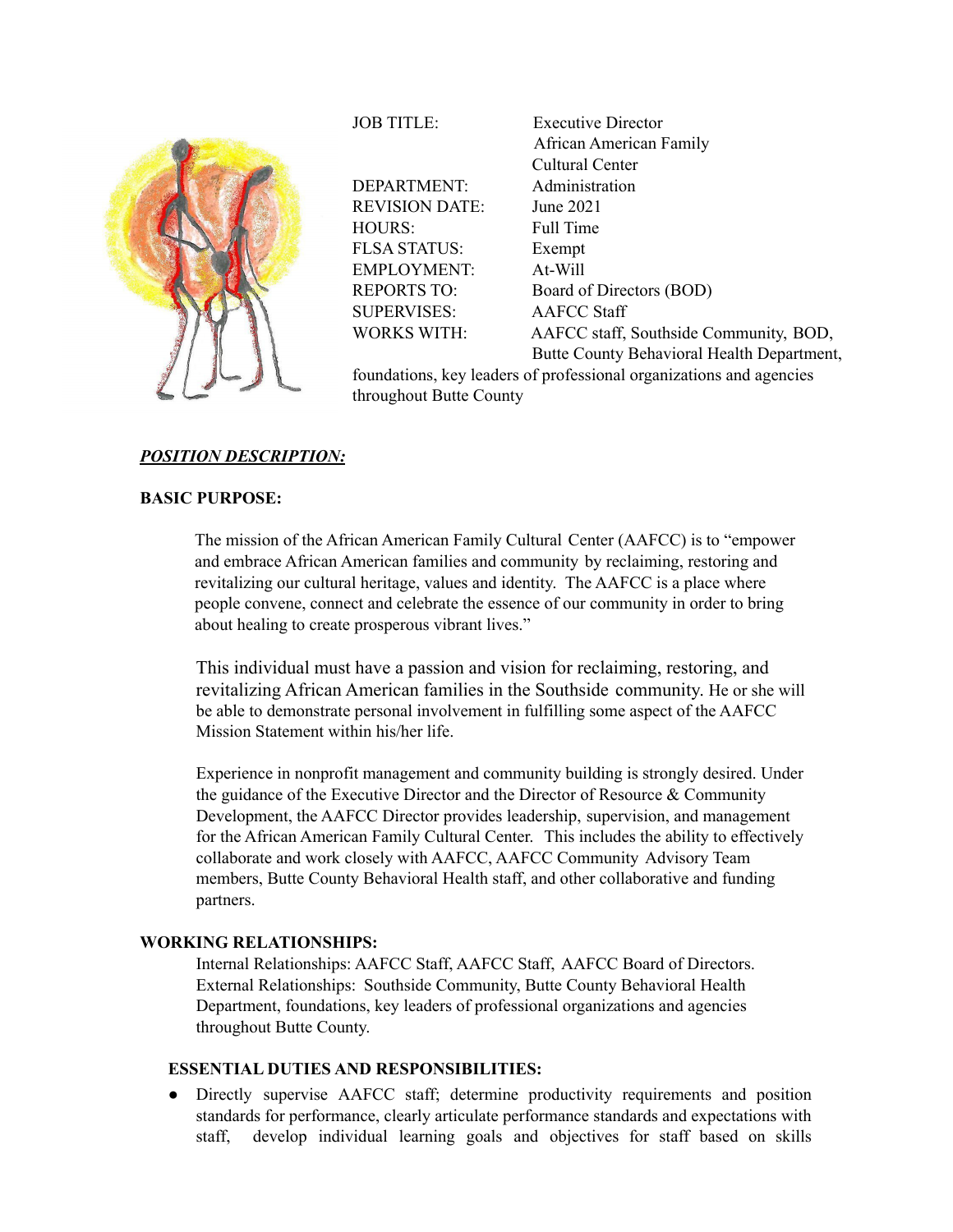| | |
|---|---|
| JOB TITLE: | Executive Director African American Family Cultural Center |
| DEPARTMENT: | Administration |
| REVISION DATE: | June 2021 |
| HOURS: | Full Time |
| FLSA STATUS: | Exempt |
| EMPLOYMENT: | At-Will |
| REPORTS TO: | Board of Directors (BOD) |
| SUPERVISES: | AAFCC Staff |
| WORKS WITH: | AAFCC staff, Southside Community, BOD, Butte County Behavioral Health Department, foundations, key leaders of professional organizations and agencies throughout Butte County |

***POSITION DESCRIPTION:***

**BASIC PURPOSE:**

The mission of the African American Family Cultural Center (AAFCC) is to "empower and embrace African American families and community by reclaiming, restoring and revitalizing our cultural heritage, values and identity. The AAFCC is a place where people convene, connect and celebrate the essence of our community in order to bring about healing to create prosperous vibrant lives."

This individual must have a passion and vision for reclaiming, restoring, and revitalizing African American families in the Southside community. He or she will be able to demonstrate personal involvement in fulfilling some aspect of the AAFCC Mission Statement within his/her life.

Experience in nonprofit management and community building is strongly desired. Under the guidance of the Executive Director and the Director of Resource & Community Development, the AAFCC Director provides leadership, supervision, and management for the African American Family Cultural Center. This includes the ability to effectively collaborate and work closely with AAFCC, AAFCC Community Advisory Team members, Butte County Behavioral Health staff, and other collaborative and funding partners.

**WORKING RELATIONSHIPS:**

Internal Relationships: AAFCC Staff, AAFCC Staff, AAFCC Board of Directors.
External Relationships: Southside Community, Butte County Behavioral Health Department, foundations, key leaders of professional organizations and agencies throughout Butte County.

**ESSENTIAL DUTIES AND RESPONSIBILITIES:**

- Directly supervise AAFCC staff; determine productivity requirements and position standards for performance, clearly articulate performance standards and expectations with staff, develop individual learning goals and objectives for staff based on skills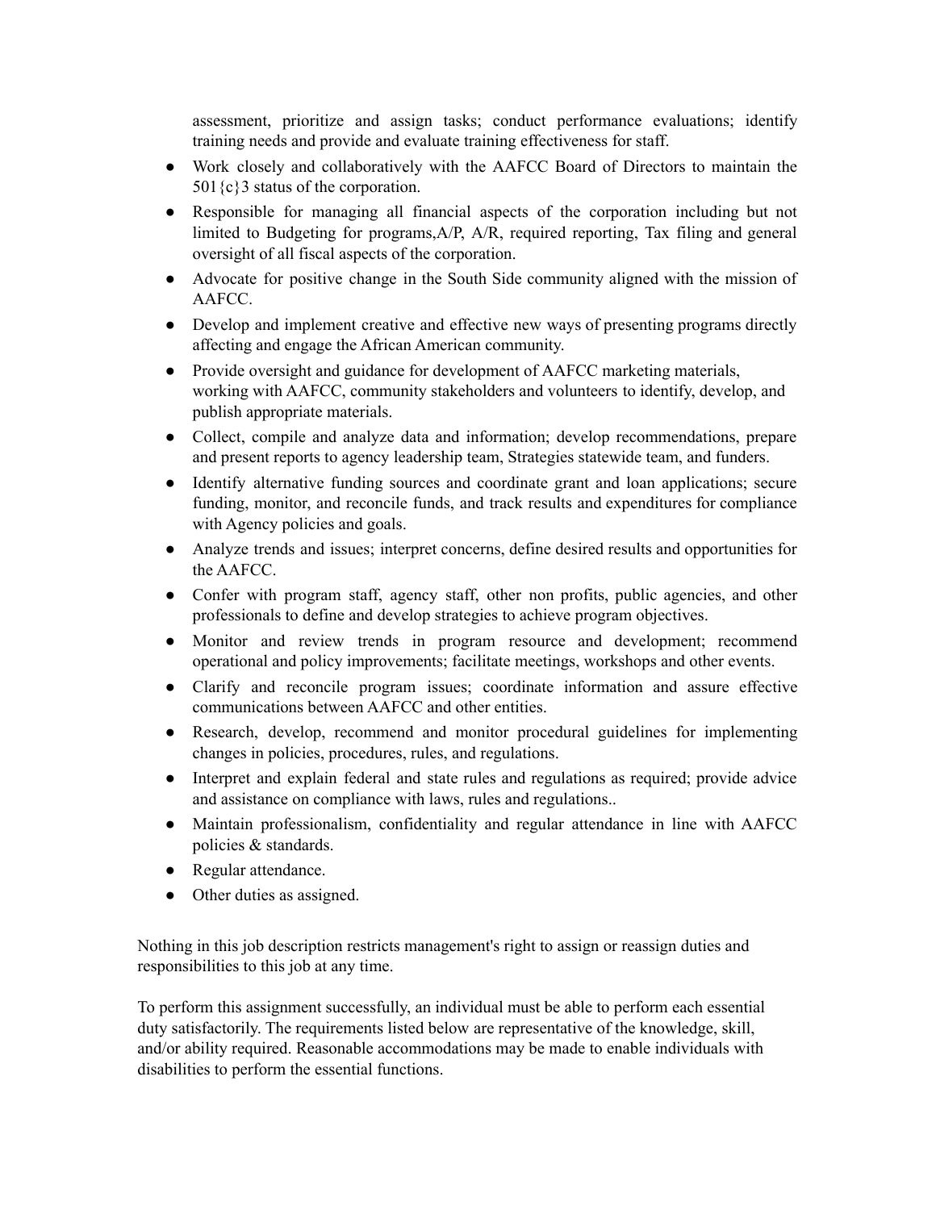assessment, prioritize and assign tasks; conduct performance evaluations; identify training needs and provide and evaluate training effectiveness for staff.

- Work closely and collaboratively with the AAFCC Board of Directors to maintain the 501{c}3 status of the corporation.
- Responsible for managing all financial aspects of the corporation including but not limited to Budgeting for programs,A/P, A/R, required reporting, Tax filing and general oversight of all fiscal aspects of the corporation.
- Advocate for positive change in the South Side community aligned with the mission of AAFCC.
- Develop and implement creative and effective new ways of presenting programs directly affecting and engage the African American community.
- Provide oversight and guidance for development of AAFCC marketing materials, working with AAFCC, community stakeholders and volunteers to identify, develop, and publish appropriate materials.
- Collect, compile and analyze data and information; develop recommendations, prepare and present reports to agency leadership team, Strategies statewide team, and funders.
- Identify alternative funding sources and coordinate grant and loan applications; secure funding, monitor, and reconcile funds, and track results and expenditures for compliance with Agency policies and goals.
- Analyze trends and issues; interpret concerns, define desired results and opportunities for the AAFCC.
- Confer with program staff, agency staff, other non profits, public agencies, and other professionals to define and develop strategies to achieve program objectives.
- Monitor and review trends in program resource and development; recommend operational and policy improvements; facilitate meetings, workshops and other events.
- Clarify and reconcile program issues; coordinate information and assure effective communications between AAFCC and other entities.
- Research, develop, recommend and monitor procedural guidelines for implementing changes in policies, procedures, rules, and regulations.
- Interpret and explain federal and state rules and regulations as required; provide advice and assistance on compliance with laws, rules and regulations..
- Maintain professionalism, confidentiality and regular attendance in line with AAFCC policies & standards.
- Regular attendance.
- Other duties as assigned.

Nothing in this job description restricts management's right to assign or reassign duties and responsibilities to this job at any time.

To perform this assignment successfully, an individual must be able to perform each essential duty satisfactorily. The requirements listed below are representative of the knowledge, skill, and/or ability required. Reasonable accommodations may be made to enable individuals with disabilities to perform the essential functions.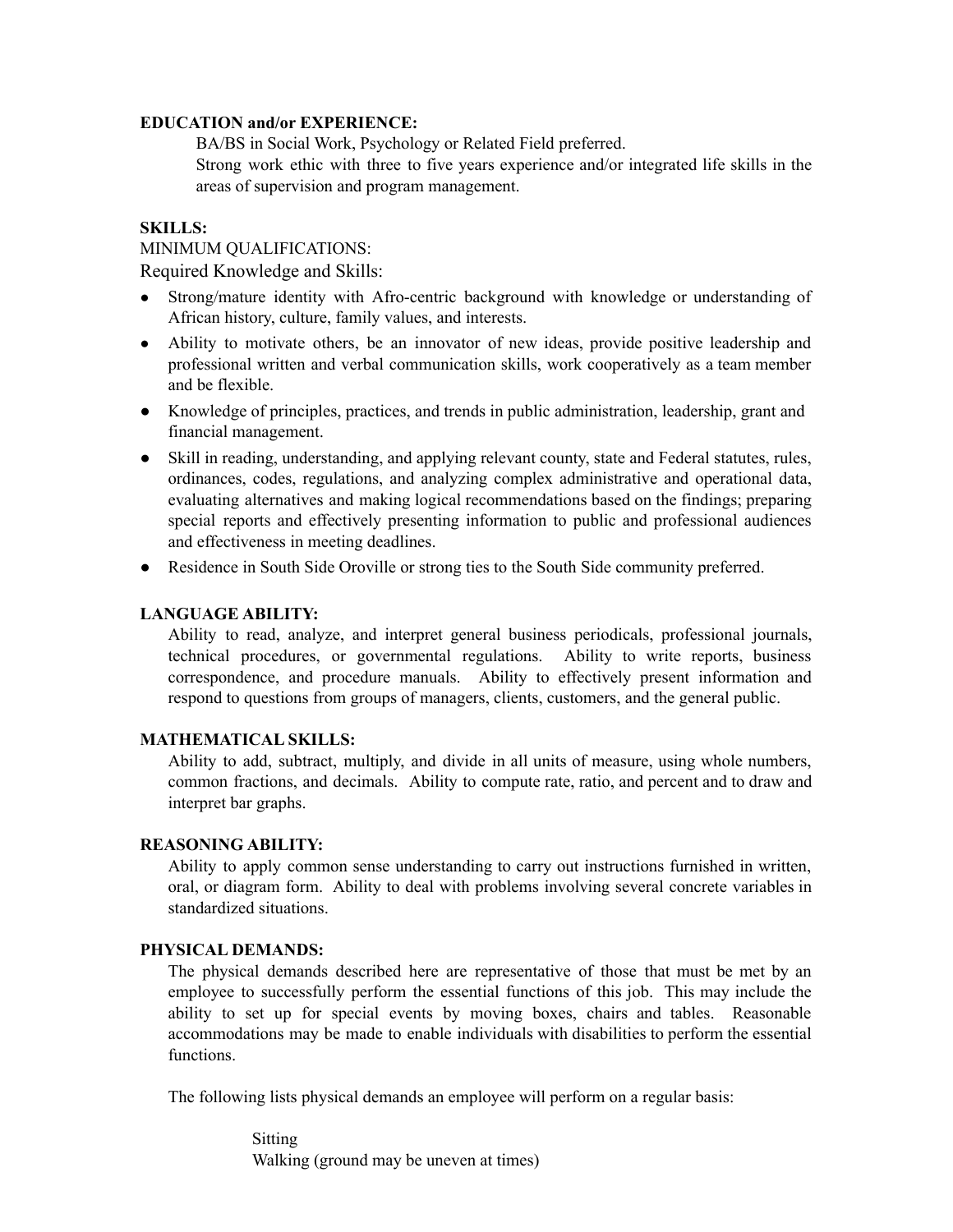**EDUCATION and/or EXPERIENCE:**

BA/BS in Social Work, Psychology or Related Field preferred.

Strong work ethic with three to five years experience and/or integrated life skills in the areas of supervision and program management.

**SKILLS:**

MINIMUM QUALIFICATIONS:

Required Knowledge and Skills:

- Strong/mature identity with Afro-centric background with knowledge or understanding of African history, culture, family values, and interests.
- Ability to motivate others, be an innovator of new ideas, provide positive leadership and professional written and verbal communication skills, work cooperatively as a team member and be flexible.
- Knowledge of principles, practices, and trends in public administration, leadership, grant and financial management.
- Skill in reading, understanding, and applying relevant county, state and Federal statutes, rules, ordinances, codes, regulations, and analyzing complex administrative and operational data, evaluating alternatives and making logical recommendations based on the findings; preparing special reports and effectively presenting information to public and professional audiences and effectiveness in meeting deadlines.
- Residence in South Side Oroville or strong ties to the South Side community preferred.

**LANGUAGE ABILITY:**

Ability to read, analyze, and interpret general business periodicals, professional journals, technical procedures, or governmental regulations. Ability to write reports, business correspondence, and procedure manuals. Ability to effectively present information and respond to questions from groups of managers, clients, customers, and the general public.

**MATHEMATICAL SKILLS:**

Ability to add, subtract, multiply, and divide in all units of measure, using whole numbers, common fractions, and decimals. Ability to compute rate, ratio, and percent and to draw and interpret bar graphs.

**REASONING ABILITY:**

Ability to apply common sense understanding to carry out instructions furnished in written, oral, or diagram form. Ability to deal with problems involving several concrete variables in standardized situations.

**PHYSICAL DEMANDS:**

The physical demands described here are representative of those that must be met by an employee to successfully perform the essential functions of this job. This may include the ability to set up for special events by moving boxes, chairs and tables. Reasonable accommodations may be made to enable individuals with disabilities to perform the essential functions.

The following lists physical demands an employee will perform on a regular basis:

Sitting

Walking (ground may be uneven at times)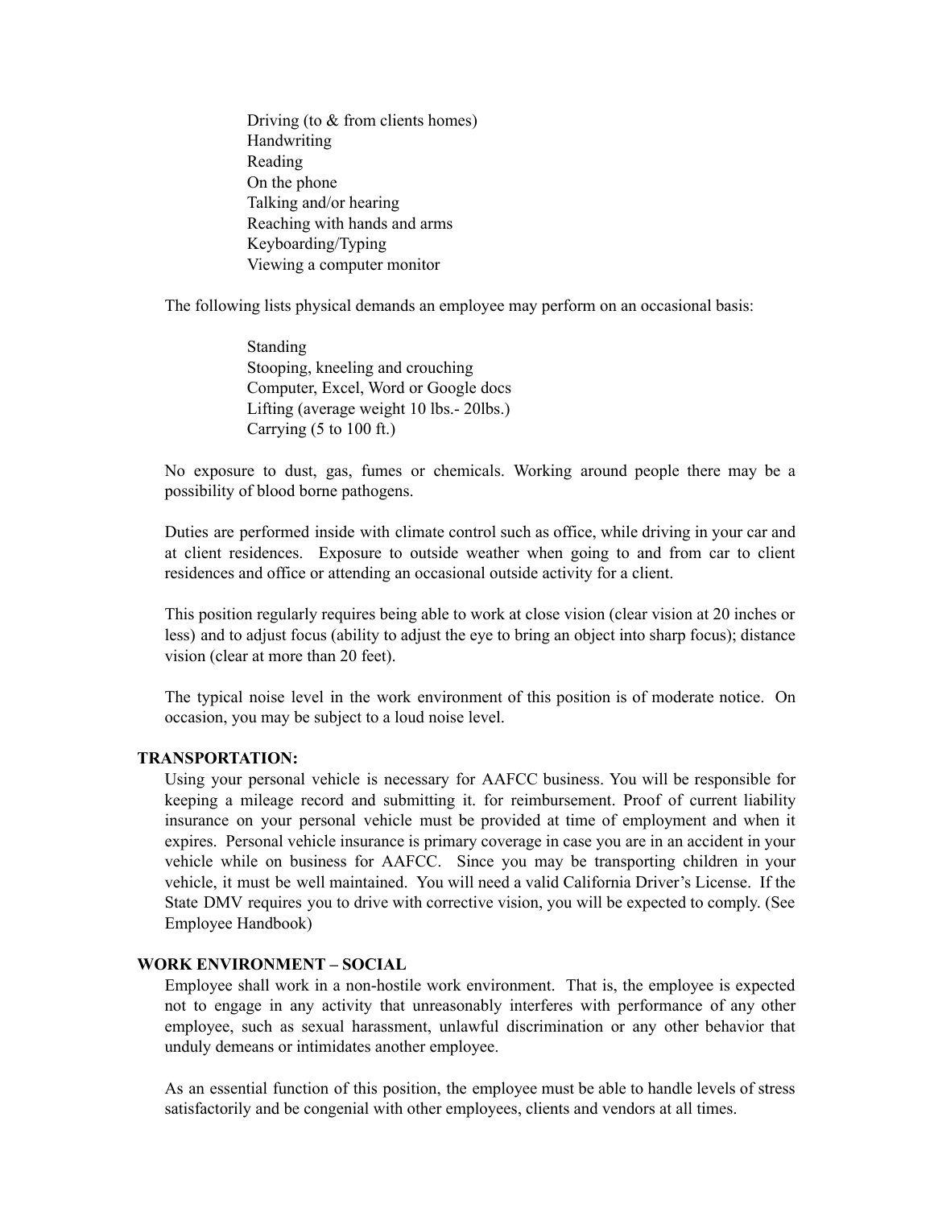- Driving (to & from clients homes)
- Handwriting
- Reading
- On the phone
- Talking and/or hearing
- Reaching with hands and arms
- Keyboarding/Typing
- Viewing a computer monitor

The following lists physical demands an employee may perform on an occasional basis:

- Standing
- Stooping, kneeling and crouching
- Computer, Excel, Word or Google docs
- Lifting (average weight 10 lbs.- 20lbs.)
- Carrying (5 to 100 ft.)

No exposure to dust, gas, fumes or chemicals. Working around people there may be a possibility of blood borne pathogens.

Duties are performed inside with climate control such as office, while driving in your car and at client residences. Exposure to outside weather when going to and from car to client residences and office or attending an occasional outside activity for a client.

This position regularly requires being able to work at close vision (clear vision at 20 inches or less) and to adjust focus (ability to adjust the eye to bring an object into sharp focus); distance vision (clear at more than 20 feet).

The typical noise level in the work environment of this position is of moderate notice. On occasion, you may be subject to a loud noise level.

**TRANSPORTATION:**

Using your personal vehicle is necessary for AAFCC business. You will be responsible for keeping a mileage record and submitting it. for reimbursement. Proof of current liability insurance on your personal vehicle must be provided at time of employment and when it expires. Personal vehicle insurance is primary coverage in case you are in an accident in your vehicle while on business for AAFCC. Since you may be transporting children in your vehicle, it must be well maintained. You will need a valid California Driver's License. If the State DMV requires you to drive with corrective vision, you will be expected to comply. (See Employee Handbook)

**WORK ENVIRONMENT – SOCIAL**

Employee shall work in a non-hostile work environment. That is, the employee is expected not to engage in any activity that unreasonably interferes with performance of any other employee, such as sexual harassment, unlawful discrimination or any other behavior that unduly demeans or intimidates another employee.

As an essential function of this position, the employee must be able to handle levels of stress satisfactorily and be congenial with other employees, clients and vendors at all times.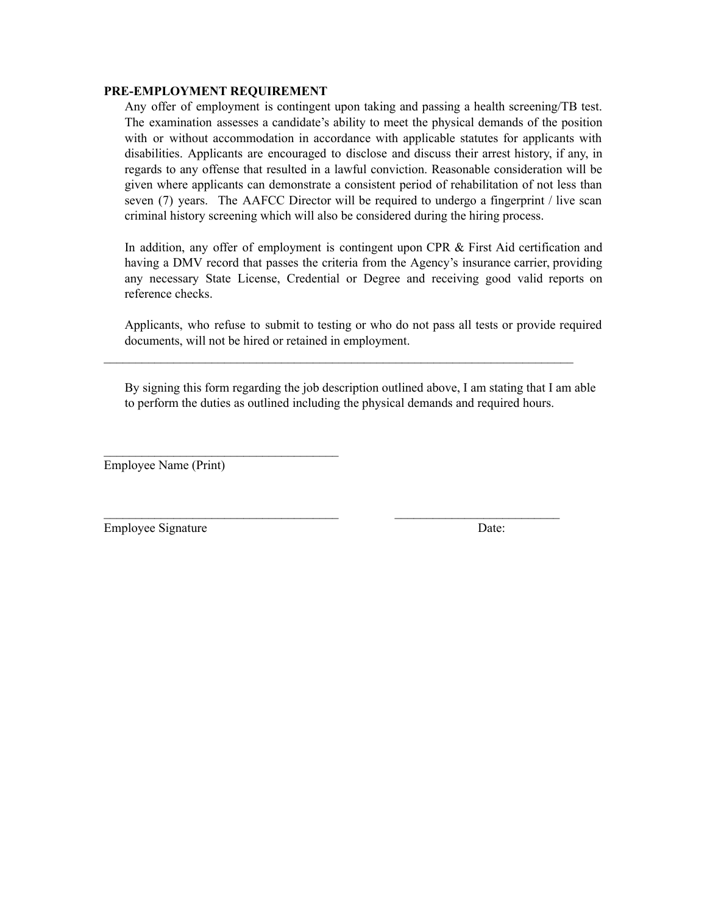**PRE-EMPLOYMENT REQUIREMENT**

Any offer of employment is contingent upon taking and passing a health screening/TB test. The examination assesses a candidate's ability to meet the physical demands of the position with or without accommodation in accordance with applicable statutes for applicants with disabilities. Applicants are encouraged to disclose and discuss their arrest history, if any, in regards to any offense that resulted in a lawful conviction. Reasonable consideration will be given where applicants can demonstrate a consistent period of rehabilitation of not less than seven (7) years. The AAFCC Director will be required to undergo a fingerprint / live scan criminal history screening which will also be considered during the hiring process.

In addition, any offer of employment is contingent upon CPR & First Aid certification and having a DMV record that passes the criteria from the Agency's insurance carrier, providing any necessary State License, Credential or Degree and receiving good valid reports on reference checks.

Applicants, who refuse to submit to testing or who do not pass all tests or provide required documents, will not be hired or retained in employment.

---

By signing this form regarding the job description outlined above, I am stating that I am able to perform the duties as outlined including the physical demands and required hours.

______________________________________
Employee Name (Print)

______________________________________ ___________________________
Employee Signature Date: